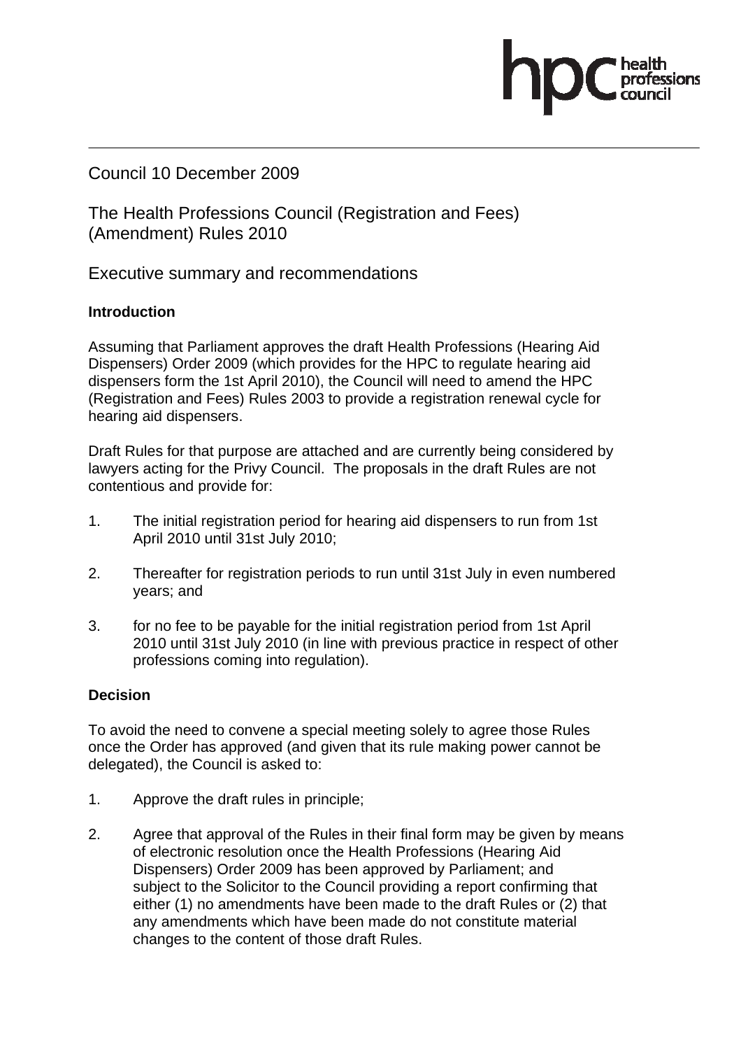Council 10 December 2009

# The Health Professions Council (Registration and Fees) (Amendment) Rules 2010

## Executive summary and recommendations

### Introduction

Assuming that Parliament approves the draft Health Professions (Hearing Aid Dispensers) Order 2009 (which provides for the HPC to regulate hearing aid dispensers form the 1st April 2010), the Council will need to amend the HPC (Registration and Fees) Rules 2003 to provide a registration renewal cycle for hearing aid dispensers.

Draft Rules for that purpose are attached and are currently being considered by lawyers acting for the Privy Council. The proposals in the draft Rules are not contentious and provide for:

1. The initial registration period for hearing aid dispensers to run from 1st April 2010 until 31st July 2010;
2. Thereafter for registration periods to run until 31st July in even numbered years; and
3. for no fee to be payable for the initial registration period from 1st April 2010 until 31st July 2010 (in line with previous practice in respect of other professions coming into regulation).

### Decision

To avoid the need to convene a special meeting solely to agree those Rules once the Order has approved (and given that its rule making power cannot be delegated), the Council is asked to:

1. Approve the draft rules in principle;
2. Agree that approval of the Rules in their final form may be given by means of electronic resolution once the Health Professions (Hearing Aid Dispensers) Order 2009 has been approved by Parliament; and subject to the Solicitor to the Council providing a report confirming that either (1) no amendments have been made to the draft Rules or (2) that any amendments which have been made do not constitute material changes to the content of those draft Rules.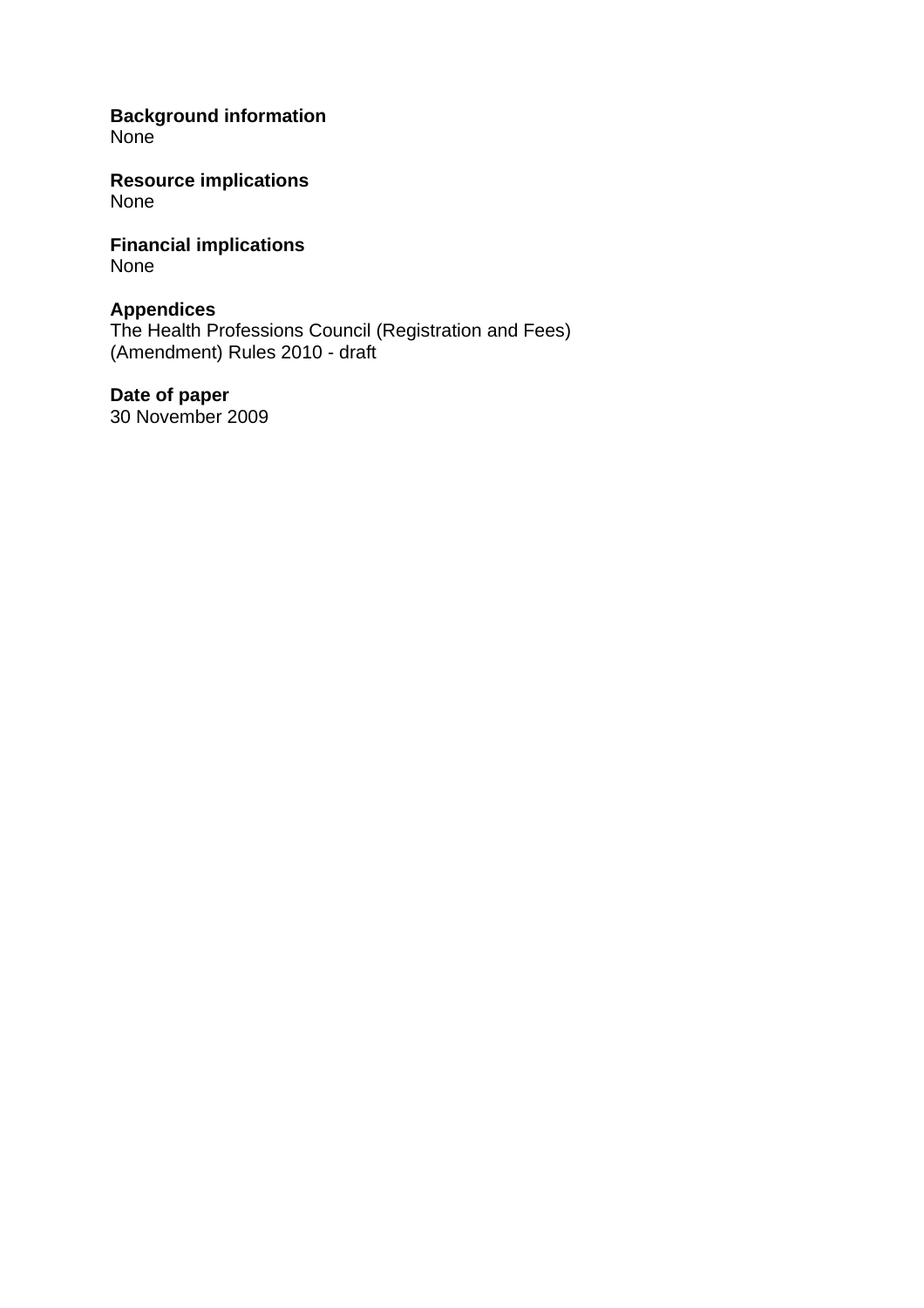**Background information**
None

**Resource implications**
None

**Financial implications**
None

**Appendices**
The Health Professions Council (Registration and Fees) (Amendment) Rules 2010 - draft

**Date of paper**
30 November 2009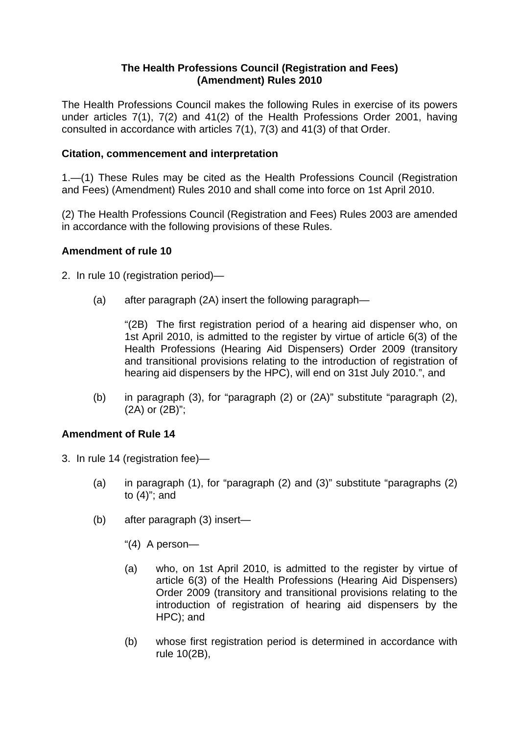**The Health Professions Council (Registration and Fees) (Amendment) Rules 2010**

The Health Professions Council makes the following Rules in exercise of its powers under articles 7(1), 7(2) and 41(2) of the Health Professions Order 2001, having consulted in accordance with articles 7(1), 7(3) and 41(3) of that Order.

**Citation, commencement and interpretation**

1.—(1) These Rules may be cited as the Health Professions Council (Registration and Fees) (Amendment) Rules 2010 and shall come into force on 1st April 2010.

(2) The Health Professions Council (Registration and Fees) Rules 2003 are amended in accordance with the following provisions of these Rules.

**Amendment of rule 10**

2. In rule 10 (registration period)—

(a) after paragraph (2A) insert the following paragraph—

"(2B) The first registration period of a hearing aid dispenser who, on 1st April 2010, is admitted to the register by virtue of article 6(3) of the Health Professions (Hearing Aid Dispensers) Order 2009 (transitory and transitional provisions relating to the introduction of registration of hearing aid dispensers by the HPC), will end on 31st July 2010.", and

(b) in paragraph (3), for "paragraph (2) or (2A)" substitute "paragraph (2), (2A) or (2B)";

**Amendment of Rule 14**

3. In rule 14 (registration fee)—

(a) in paragraph (1), for "paragraph (2) and (3)" substitute "paragraphs (2) to (4)"; and

(b) after paragraph (3) insert—

"(4) A person—

(a) who, on 1st April 2010, is admitted to the register by virtue of article 6(3) of the Health Professions (Hearing Aid Dispensers) Order 2009 (transitory and transitional provisions relating to the introduction of registration of hearing aid dispensers by the HPC); and

(b) whose first registration period is determined in accordance with rule 10(2B),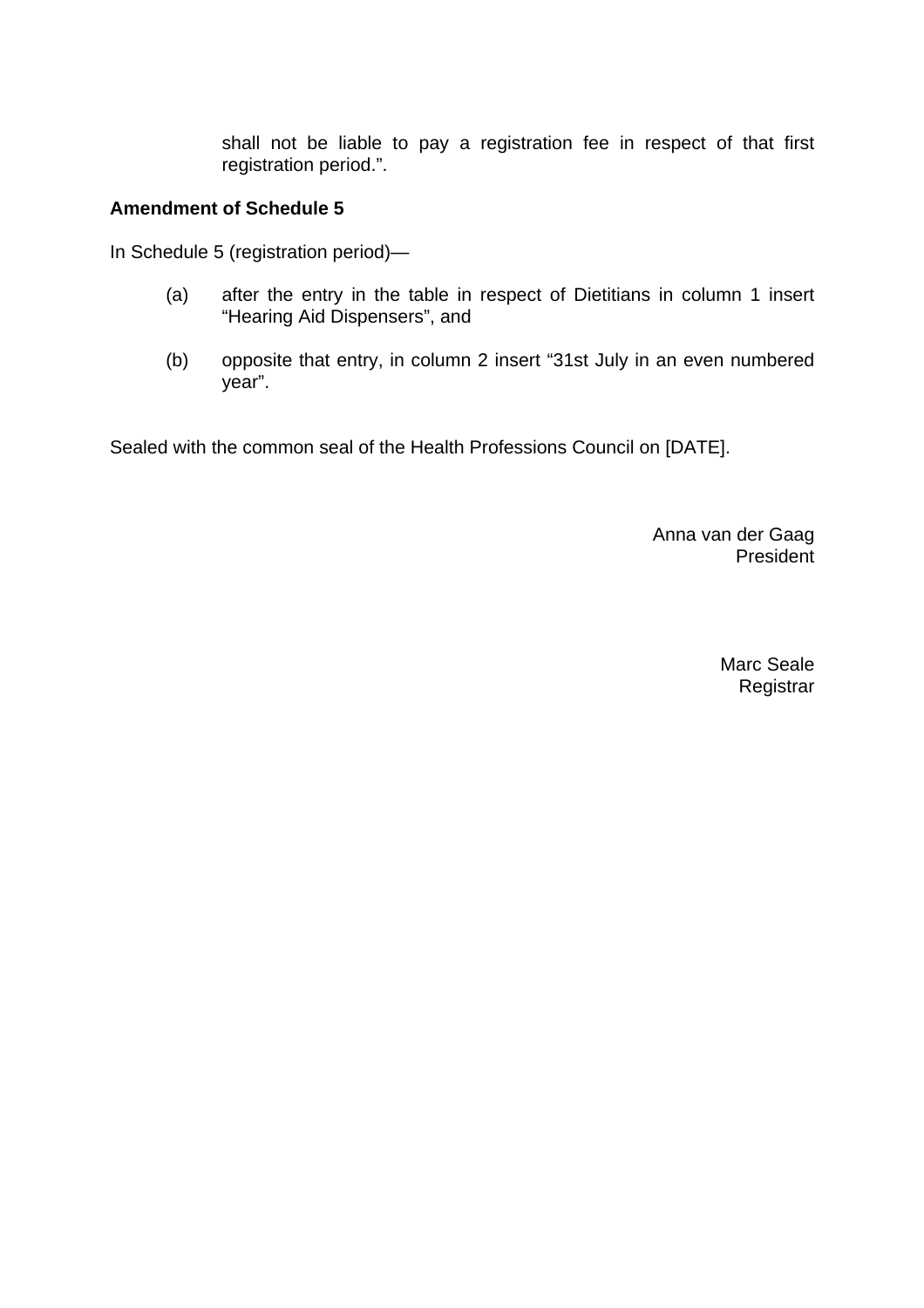shall not be liable to pay a registration fee in respect of that first registration period.".

**Amendment of Schedule 5**

In Schedule 5 (registration period)—

(a) after the entry in the table in respect of Dietitians in column 1 insert "Hearing Aid Dispensers", and

(b) opposite that entry, in column 2 insert "31st July in an even numbered year".

Sealed with the common seal of the Health Professions Council on [DATE].

Anna van der Gaag
President

Marc Seale
Registrar